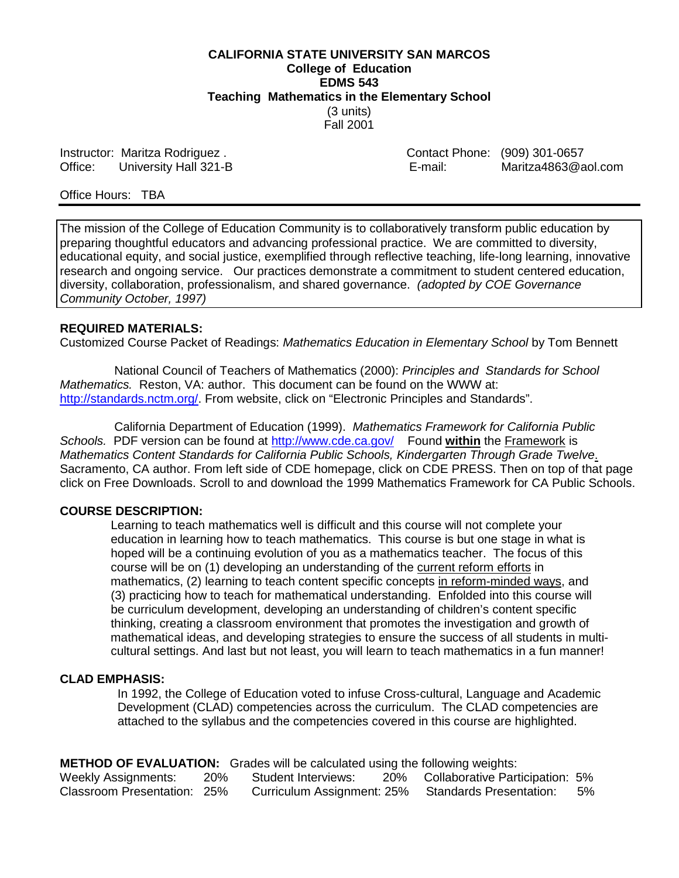**CALIFORNIA STATE UNIVERSITY SAN MARCOS**
**College of Education**
**EDMS 543**
**Teaching Mathematics in the Elementary School**
(3 units)
Fall 2001

Instructor: Maritza Rodriguez .
Office: University Hall 321-B
Contact Phone: (909) 301-0657
E-mail: Maritza4863@aol.com

Office Hours: TBA

---

The mission of the College of Education Community is to collaboratively transform public education by preparing thoughtful educators and advancing professional practice. We are committed to diversity, educational equity, and social justice, exemplified through reflective teaching, life-long learning, innovative research and ongoing service. Our practices demonstrate a commitment to student centered education, diversity, collaboration, professionalism, and shared governance. *(adopted by COE Governance Community October, 1997)*

## REQUIRED MATERIALS:

Customized Course Packet of Readings: *Mathematics Education in Elementary School* by Tom Bennett

National Council of Teachers of Mathematics (2000): *Principles and Standards for School Mathematics.* Reston, VA: author. This document can be found on the WWW at: http://standards.nctm.org/. From website, click on "Electronic Principles and Standards".

California Department of Education (1999). *Mathematics Framework for California Public Schools.* PDF version can be found at http://www.cde.ca.gov/ Found **within** the Framework is *Mathematics Content Standards for California Public Schools, Kindergarten Through Grade Twelve*. Sacramento, CA author. From left side of CDE homepage, click on CDE PRESS. Then on top of that page click on Free Downloads. Scroll to and download the 1999 Mathematics Framework for CA Public Schools.

## COURSE DESCRIPTION:

Learning to teach mathematics well is difficult and this course will not complete your education in learning how to teach mathematics. This course is but one stage in what is hoped will be a continuing evolution of you as a mathematics teacher. The focus of this course will be on (1) developing an understanding of the current reform efforts in mathematics, (2) learning to teach content specific concepts in reform-minded ways, and (3) practicing how to teach for mathematical understanding. Enfolded into this course will be curriculum development, developing an understanding of children's content specific thinking, creating a classroom environment that promotes the investigation and growth of mathematical ideas, and developing strategies to ensure the success of all students in multi-cultural settings. And last but not least, you will learn to teach mathematics in a fun manner!

## CLAD EMPHASIS:

In 1992, the College of Education voted to infuse Cross-cultural, Language and Academic Development (CLAD) competencies across the curriculum. The CLAD competencies are attached to the syllabus and the competencies covered in this course are highlighted.

**METHOD OF EVALUATION:** Grades will be calculated using the following weights:

| | | | | | |
|---|---|---|---|---|---|
| Weekly Assignments: | 20% | Student Interviews: | 20% | Collaborative Participation: | 5% |
| Classroom Presentation: | 25% | Curriculum Assignment: | 25% | Standards Presentation: | 5% |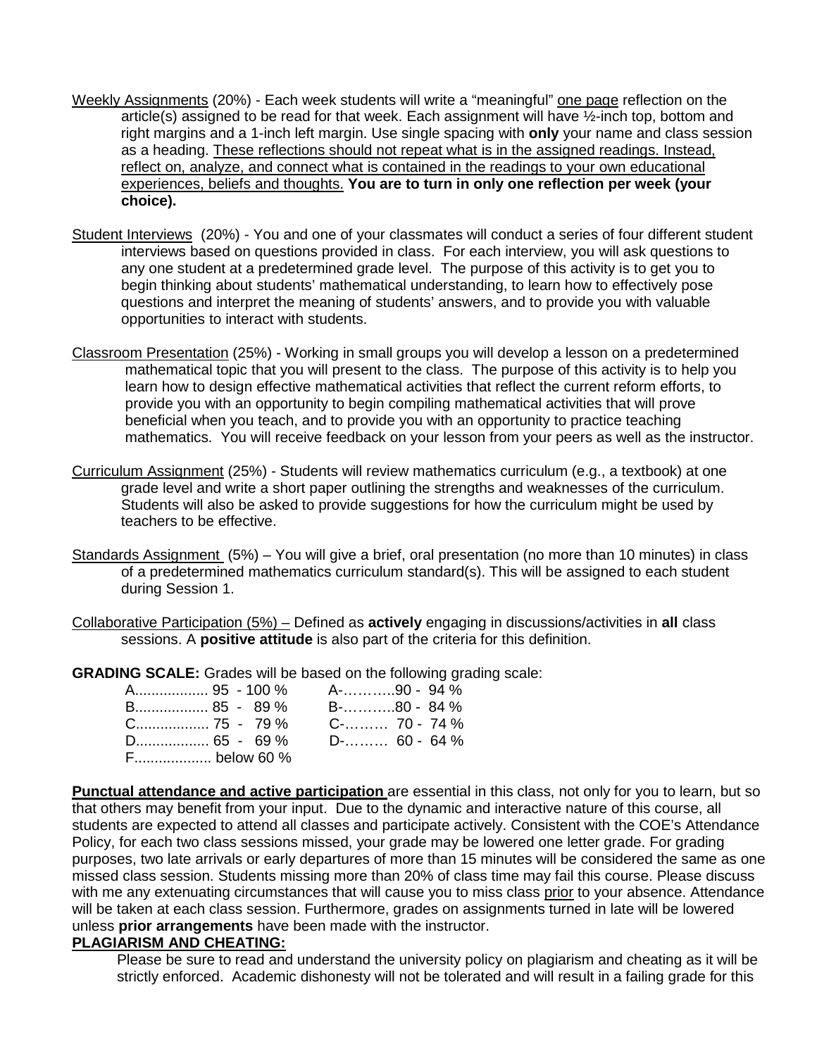Weekly Assignments (20%) - Each week students will write a "meaningful" one page reflection on the article(s) assigned to be read for that week. Each assignment will have ½-inch top, bottom and right margins and a 1-inch left margin. Use single spacing with **only** your name and class session as a heading. These reflections should not repeat what is in the assigned readings. Instead, reflect on, analyze, and connect what is contained in the readings to your own educational experiences, beliefs and thoughts. **You are to turn in only one reflection per week (your choice).**

Student Interviews (20%) - You and one of your classmates will conduct a series of four different student interviews based on questions provided in class. For each interview, you will ask questions to any one student at a predetermined grade level. The purpose of this activity is to get you to begin thinking about students' mathematical understanding, to learn how to effectively pose questions and interpret the meaning of students' answers, and to provide you with valuable opportunities to interact with students.

Classroom Presentation (25%) - Working in small groups you will develop a lesson on a predetermined mathematical topic that you will present to the class. The purpose of this activity is to help you learn how to design effective mathematical activities that reflect the current reform efforts, to provide you with an opportunity to begin compiling mathematical activities that will prove beneficial when you teach, and to provide you with an opportunity to practice teaching mathematics. You will receive feedback on your lesson from your peers as well as the instructor.

Curriculum Assignment (25%) - Students will review mathematics curriculum (e.g., a textbook) at one grade level and write a short paper outlining the strengths and weaknesses of the curriculum. Students will also be asked to provide suggestions for how the curriculum might be used by teachers to be effective.

Standards Assignment (5%) – You will give a brief, oral presentation (no more than 10 minutes) in class of a predetermined mathematics curriculum standard(s). This will be assigned to each student during Session 1.

Collaborative Participation (5%) – Defined as **actively** engaging in discussions/activities in **all** class sessions. A **positive attitude** is also part of the criteria for this definition.

**GRADING SCALE:** Grades will be based on the following grading scale:

| | |
|---|---|
| A.................. 95 - 100 % | A-………..90 - 94 % |
| B.................. 85 - 89 % | B-………..80 - 84 % |
| C.................. 75 - 79 % | C-……… 70 - 74 % |
| D.................. 65 - 69 % | D-……… 60 - 64 % |
| F................... below 60 % | |

**Punctual attendance and active participation** are essential in this class, not only for you to learn, but so that others may benefit from your input. Due to the dynamic and interactive nature of this course, all students are expected to attend all classes and participate actively. Consistent with the COE's Attendance Policy, for each two class sessions missed, your grade may be lowered one letter grade. For grading purposes, two late arrivals or early departures of more than 15 minutes will be considered the same as one missed class session. Students missing more than 20% of class time may fail this course. Please discuss with me any extenuating circumstances that will cause you to miss class prior to your absence. Attendance will be taken at each class session. Furthermore, grades on assignments turned in late will be lowered unless **prior arrangements** have been made with the instructor.

**PLAGIARISM AND CHEATING:**

Please be sure to read and understand the university policy on plagiarism and cheating as it will be strictly enforced. Academic dishonesty will not be tolerated and will result in a failing grade for this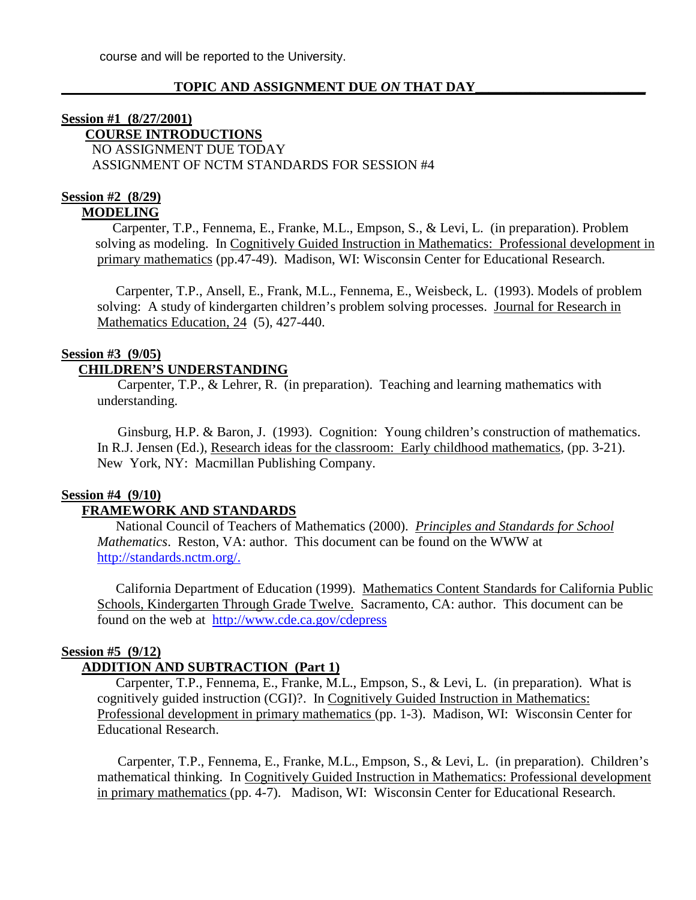course and will be reported to the University.

## TOPIC AND ASSIGNMENT DUE *ON* THAT DAY

**Session #1 (8/27/2001)**

**COURSE INTRODUCTIONS**

NO ASSIGNMENT DUE TODAY

ASSIGNMENT OF NCTM STANDARDS FOR SESSION #4

**Session #2 (8/29)**

**MODELING**

Carpenter, T.P., Fennema, E., Franke, M.L., Empson, S., & Levi, L. (in preparation). Problem solving as modeling. In Cognitively Guided Instruction in Mathematics: Professional development in primary mathematics (pp.47-49). Madison, WI: Wisconsin Center for Educational Research.

Carpenter, T.P., Ansell, E., Frank, M.L., Fennema, E., Weisbeck, L. (1993). Models of problem solving: A study of kindergarten children's problem solving processes. Journal for Research in Mathematics Education, 24 (5), 427-440.

**Session #3 (9/05)**

**CHILDREN'S UNDERSTANDING**

Carpenter, T.P., & Lehrer, R. (in preparation). Teaching and learning mathematics with understanding.

Ginsburg, H.P. & Baron, J. (1993). Cognition: Young children's construction of mathematics. In R.J. Jensen (Ed.), Research ideas for the classroom: Early childhood mathematics, (pp. 3-21). New York, NY: Macmillan Publishing Company.

**Session #4 (9/10)**

**FRAMEWORK AND STANDARDS**

National Council of Teachers of Mathematics (2000). *Principles and Standards for School Mathematics*. Reston, VA: author. This document can be found on the WWW at http://standards.nctm.org/.

California Department of Education (1999). Mathematics Content Standards for California Public Schools, Kindergarten Through Grade Twelve. Sacramento, CA: author. This document can be found on the web at http://www.cde.ca.gov/cdepress

**Session #5 (9/12)**

**ADDITION AND SUBTRACTION (Part 1)**

Carpenter, T.P., Fennema, E., Franke, M.L., Empson, S., & Levi, L. (in preparation). What is cognitively guided instruction (CGI)?. In Cognitively Guided Instruction in Mathematics: Professional development in primary mathematics (pp. 1-3). Madison, WI: Wisconsin Center for Educational Research.

Carpenter, T.P., Fennema, E., Franke, M.L., Empson, S., & Levi, L. (in preparation). Children's mathematical thinking. In Cognitively Guided Instruction in Mathematics: Professional development in primary mathematics (pp. 4-7). Madison, WI: Wisconsin Center for Educational Research.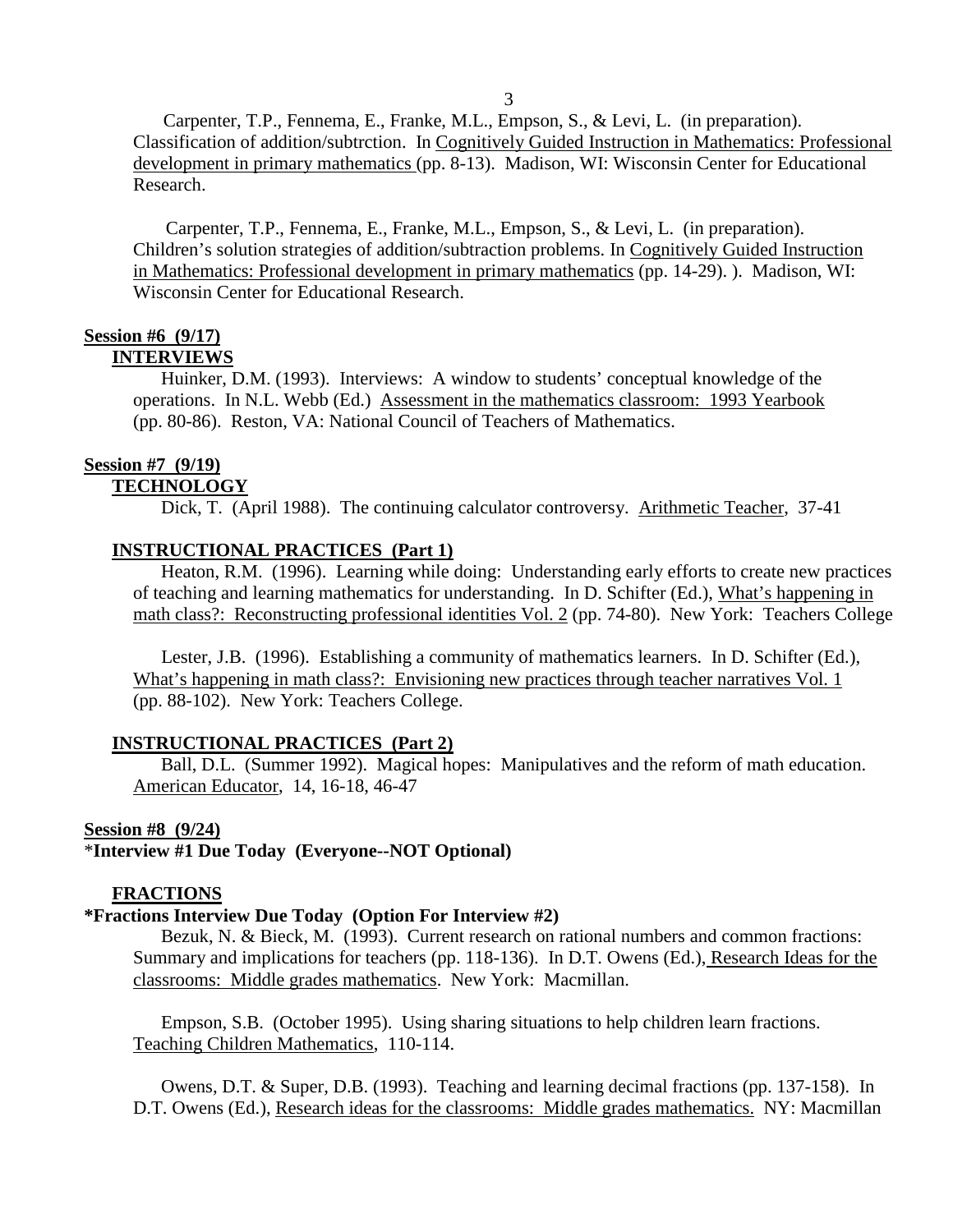Carpenter, T.P., Fennema, E., Franke, M.L., Empson, S., & Levi, L. (in preparation). Classification of addition/subtrction. In Cognitively Guided Instruction in Mathematics: Professional development in primary mathematics (pp. 8-13). Madison, WI: Wisconsin Center for Educational Research.

Carpenter, T.P., Fennema, E., Franke, M.L., Empson, S., & Levi, L. (in preparation). Children's solution strategies of addition/subtraction problems. In Cognitively Guided Instruction in Mathematics: Professional development in primary mathematics (pp. 14-29). ). Madison, WI: Wisconsin Center for Educational Research.

**Session #6 (9/17)**

**INTERVIEWS**

Huinker, D.M. (1993). Interviews: A window to students' conceptual knowledge of the operations. In N.L. Webb (Ed.) Assessment in the mathematics classroom: 1993 Yearbook (pp. 80-86). Reston, VA: National Council of Teachers of Mathematics.

**Session #7 (9/19)**

**TECHNOLOGY**

Dick, T. (April 1988). The continuing calculator controversy. Arithmetic Teacher, 37-41

**INSTRUCTIONAL PRACTICES (Part 1)**

Heaton, R.M. (1996). Learning while doing: Understanding early efforts to create new practices of teaching and learning mathematics for understanding. In D. Schifter (Ed.), What's happening in math class?: Reconstructing professional identities Vol. 2 (pp. 74-80). New York: Teachers College

Lester, J.B. (1996). Establishing a community of mathematics learners. In D. Schifter (Ed.), What's happening in math class?: Envisioning new practices through teacher narratives Vol. 1 (pp. 88-102). New York: Teachers College.

**INSTRUCTIONAL PRACTICES (Part 2)**

Ball, D.L. (Summer 1992). Magical hopes: Manipulatives and the reform of math education. American Educator, 14, 16-18, 46-47

**Session #8 (9/24)**

***Interview #1 Due Today (Everyone--NOT Optional)**

**FRACTIONS**

***Fractions Interview Due Today (Option For Interview #2)**

Bezuk, N. & Bieck, M. (1993). Current research on rational numbers and common fractions: Summary and implications for teachers (pp. 118-136). In D.T. Owens (Ed.), Research Ideas for the classrooms: Middle grades mathematics. New York: Macmillan.

Empson, S.B. (October 1995). Using sharing situations to help children learn fractions. Teaching Children Mathematics, 110-114.

Owens, D.T. & Super, D.B. (1993). Teaching and learning decimal fractions (pp. 137-158). In D.T. Owens (Ed.), Research ideas for the classrooms: Middle grades mathematics. NY: Macmillan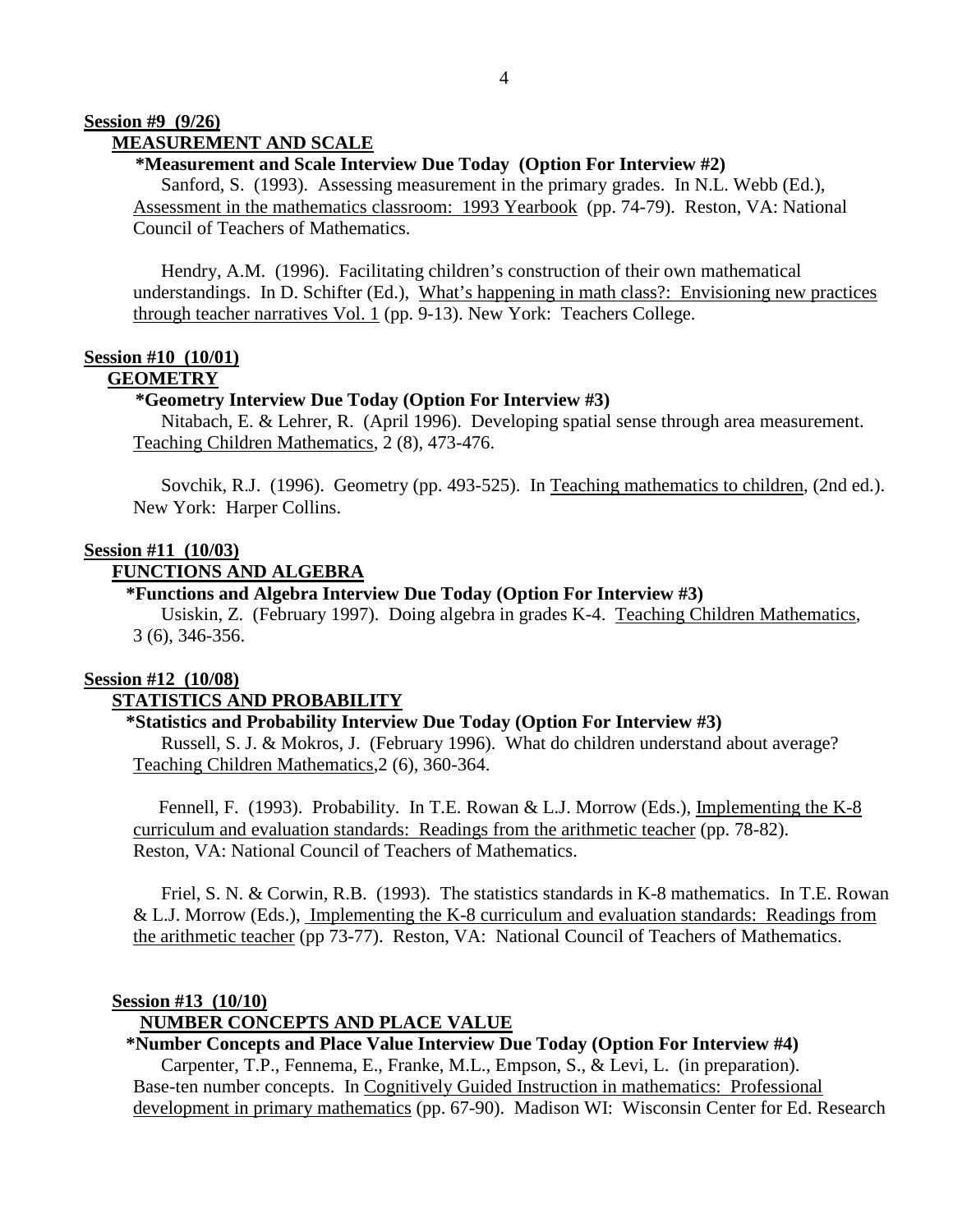**Session #9 (9/26)**

**MEASUREMENT AND SCALE**

**\*Measurement and Scale Interview Due Today (Option For Interview #2)**

Sanford, S. (1993). Assessing measurement in the primary grades. In N.L. Webb (Ed.), Assessment in the mathematics classroom: 1993 Yearbook (pp. 74-79). Reston, VA: National Council of Teachers of Mathematics.

Hendry, A.M. (1996). Facilitating children's construction of their own mathematical understandings. In D. Schifter (Ed.), What's happening in math class?: Envisioning new practices through teacher narratives Vol. 1 (pp. 9-13). New York: Teachers College.

**Session #10 (10/01)**

**GEOMETRY**

**\*Geometry Interview Due Today (Option For Interview #3)**

Nitabach, E. & Lehrer, R. (April 1996). Developing spatial sense through area measurement. Teaching Children Mathematics, 2 (8), 473-476.

Sovchik, R.J. (1996). Geometry (pp. 493-525). In Teaching mathematics to children, (2nd ed.). New York: Harper Collins.

**Session #11 (10/03)**

**FUNCTIONS AND ALGEBRA**

**\*Functions and Algebra Interview Due Today (Option For Interview #3)**

Usiskin, Z. (February 1997). Doing algebra in grades K-4. Teaching Children Mathematics, 3 (6), 346-356.

**Session #12 (10/08)**

**STATISTICS AND PROBABILITY**

**\*Statistics and Probability Interview Due Today (Option For Interview #3)**

Russell, S. J. & Mokros, J. (February 1996). What do children understand about average? Teaching Children Mathematics,2 (6), 360-364.

Fennell, F. (1993). Probability. In T.E. Rowan & L.J. Morrow (Eds.), Implementing the K-8 curriculum and evaluation standards: Readings from the arithmetic teacher (pp. 78-82). Reston, VA: National Council of Teachers of Mathematics.

Friel, S. N. & Corwin, R.B. (1993). The statistics standards in K-8 mathematics. In T.E. Rowan & L.J. Morrow (Eds.), Implementing the K-8 curriculum and evaluation standards: Readings from the arithmetic teacher (pp 73-77). Reston, VA: National Council of Teachers of Mathematics.

**Session #13 (10/10)**

**NUMBER CONCEPTS AND PLACE VALUE**

**\*Number Concepts and Place Value Interview Due Today (Option For Interview #4)**

Carpenter, T.P., Fennema, E., Franke, M.L., Empson, S., & Levi, L. (in preparation). Base-ten number concepts. In Cognitively Guided Instruction in mathematics: Professional development in primary mathematics (pp. 67-90). Madison WI: Wisconsin Center for Ed. Research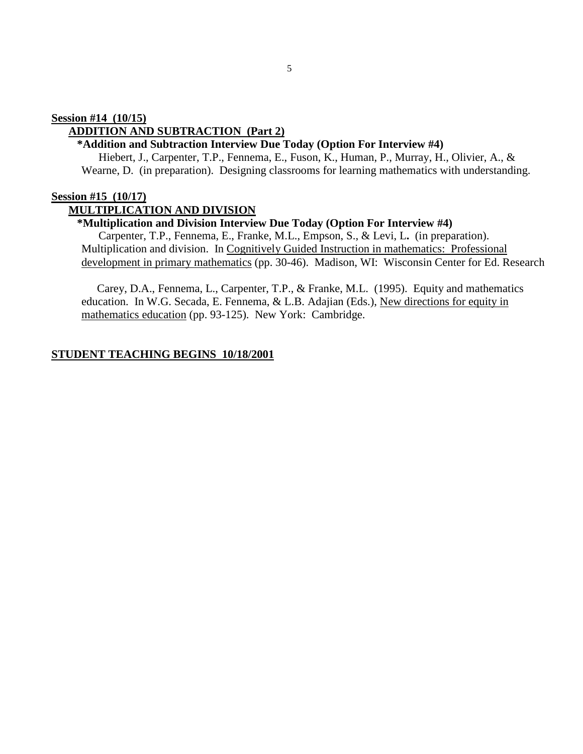**<u>Session #14 (10/15)</u>**

**<u>ADDITION AND SUBTRACTION (Part 2)</u>**

**\*Addition and Subtraction Interview Due Today (Option For Interview #4)**

Hiebert, J., Carpenter, T.P., Fennema, E., Fuson, K., Human, P., Murray, H., Olivier, A., & Wearne, D. (in preparation). Designing classrooms for learning mathematics with understanding.

**<u>Session #15 (10/17)</u>**

**<u>MULTIPLICATION AND DIVISION</u>**

**\*Multiplication and Division Interview Due Today (Option For Interview #4)**

Carpenter, T.P., Fennema, E., Franke, M.L., Empson, S., & Levi, L**.** (in preparation). Multiplication and division. In <u>Cognitively Guided Instruction in mathematics: Professional development in primary mathematics</u> (pp. 30-46). Madison, WI: Wisconsin Center for Ed. Research

Carey, D.A., Fennema, L., Carpenter, T.P., & Franke, M.L. (1995). Equity and mathematics education. In W.G. Secada, E. Fennema, & L.B. Adajian (Eds.), <u>New directions for equity in mathematics education</u> (pp. 93-125). New York: Cambridge.

**<u>STUDENT TEACHING BEGINS 10/18/2001</u>**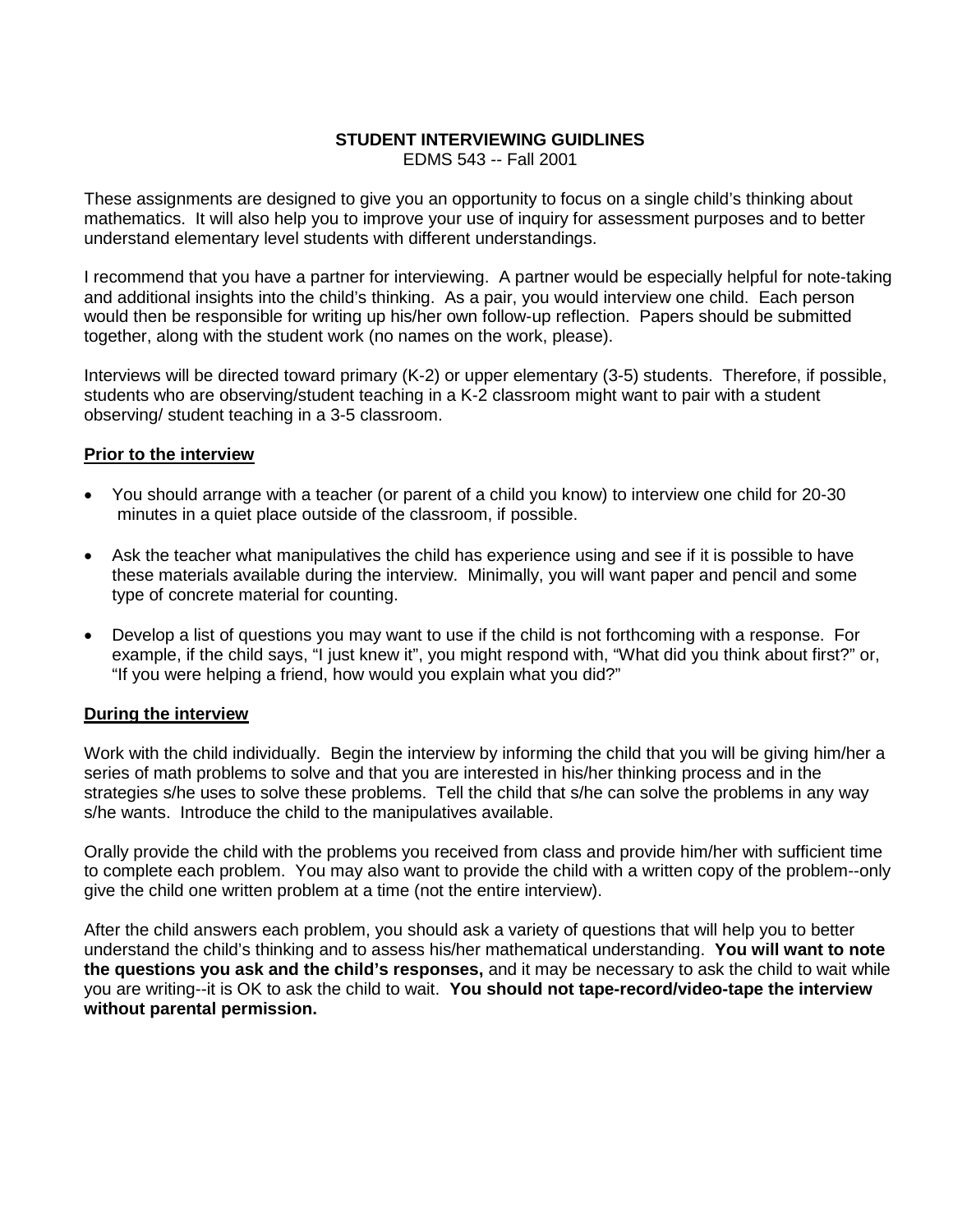**STUDENT INTERVIEWING GUIDLINES**
EDMS 543 -- Fall 2001

These assignments are designed to give you an opportunity to focus on a single child's thinking about mathematics. It will also help you to improve your use of inquiry for assessment purposes and to better understand elementary level students with different understandings.

I recommend that you have a partner for interviewing. A partner would be especially helpful for note-taking and additional insights into the child's thinking. As a pair, you would interview one child. Each person would then be responsible for writing up his/her own follow-up reflection. Papers should be submitted together, along with the student work (no names on the work, please).

Interviews will be directed toward primary (K-2) or upper elementary (3-5) students. Therefore, if possible, students who are observing/student teaching in a K-2 classroom might want to pair with a student observing/ student teaching in a 3-5 classroom.

**Prior to the interview**

- You should arrange with a teacher (or parent of a child you know) to interview one child for 20-30 minutes in a quiet place outside of the classroom, if possible.
- Ask the teacher what manipulatives the child has experience using and see if it is possible to have these materials available during the interview. Minimally, you will want paper and pencil and some type of concrete material for counting.
- Develop a list of questions you may want to use if the child is not forthcoming with a response. For example, if the child says, "I just knew it", you might respond with, "What did you think about first?" or, "If you were helping a friend, how would you explain what you did?"

**During the interview**

Work with the child individually. Begin the interview by informing the child that you will be giving him/her a series of math problems to solve and that you are interested in his/her thinking process and in the strategies s/he uses to solve these problems. Tell the child that s/he can solve the problems in any way s/he wants. Introduce the child to the manipulatives available.

Orally provide the child with the problems you received from class and provide him/her with sufficient time to complete each problem. You may also want to provide the child with a written copy of the problem--only give the child one written problem at a time (not the entire interview).

After the child answers each problem, you should ask a variety of questions that will help you to better understand the child's thinking and to assess his/her mathematical understanding. **You will want to note the questions you ask and the child's responses,** and it may be necessary to ask the child to wait while you are writing--it is OK to ask the child to wait. **You should not tape-record/video-tape the interview without parental permission.**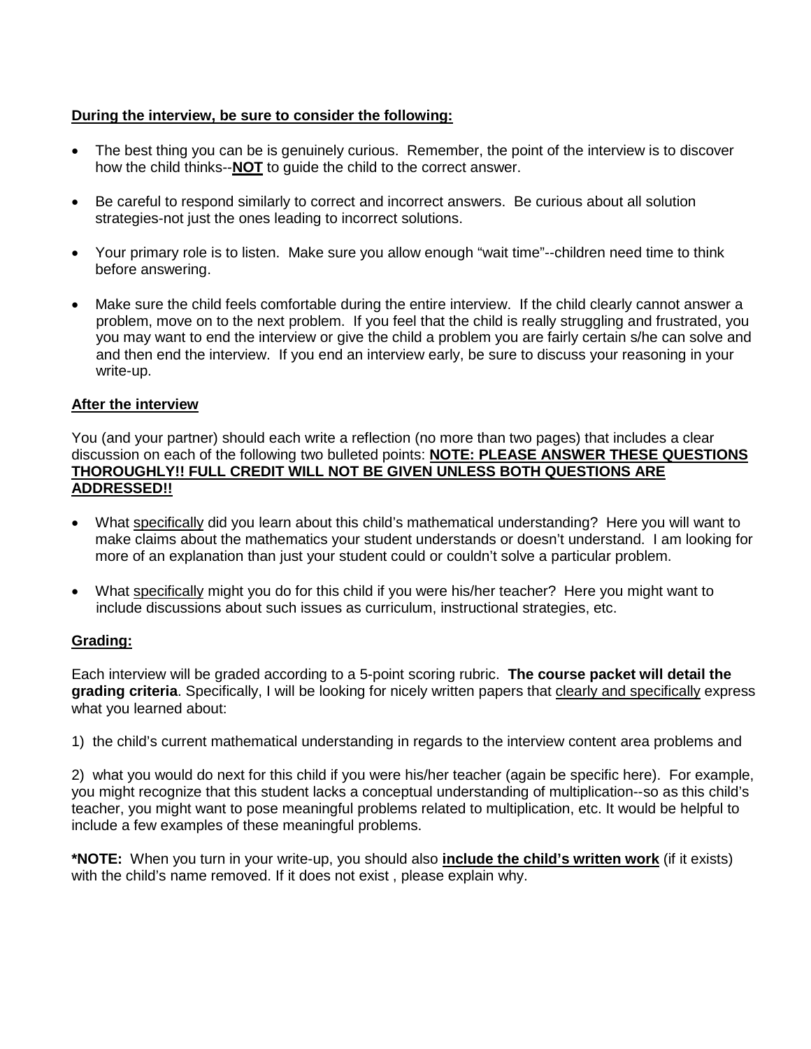**<u>During the interview, be sure to consider the following:</u>**

- The best thing you can be is genuinely curious. Remember, the point of the interview is to discover how the child thinks--**<u>NOT</u>** to guide the child to the correct answer.

- Be careful to respond similarly to correct and incorrect answers. Be curious about all solution strategies-not just the ones leading to incorrect solutions.

- Your primary role is to listen. Make sure you allow enough "wait time"--children need time to think before answering.

- Make sure the child feels comfortable during the entire interview. If the child clearly cannot answer a problem, move on to the next problem. If you feel that the child is really struggling and frustrated, you you may want to end the interview or give the child a problem you are fairly certain s/he can solve and and then end the interview. If you end an interview early, be sure to discuss your reasoning in your write-up.

**<u>After the interview</u>**

You (and your partner) should each write a reflection (no more than two pages) that includes a clear discussion on each of the following two bulleted points: **<u>NOTE: PLEASE ANSWER THESE QUESTIONS THOROUGHLY!! FULL CREDIT WILL NOT BE GIVEN UNLESS BOTH QUESTIONS ARE ADDRESSED!!</u>**

- What <u>specifically</u> did you learn about this child's mathematical understanding? Here you will want to make claims about the mathematics your student understands or doesn't understand. I am looking for more of an explanation than just your student could or couldn't solve a particular problem.

- What <u>specifically</u> might you do for this child if you were his/her teacher? Here you might want to include discussions about such issues as curriculum, instructional strategies, etc.

**<u>Grading:</u>**

Each interview will be graded according to a 5-point scoring rubric. **The course packet will detail the grading criteria**. Specifically, I will be looking for nicely written papers that <u>clearly and specifically</u> express what you learned about:

1) the child's current mathematical understanding in regards to the interview content area problems and

2) what you would do next for this child if you were his/her teacher (again be specific here). For example, you might recognize that this student lacks a conceptual understanding of multiplication--so as this child's teacher, you might want to pose meaningful problems related to multiplication, etc. It would be helpful to include a few examples of these meaningful problems.

***NOTE:** When you turn in your write-up, you should also **<u>include the child's written work</u>** (if it exists) with the child's name removed. If it does not exist , please explain why.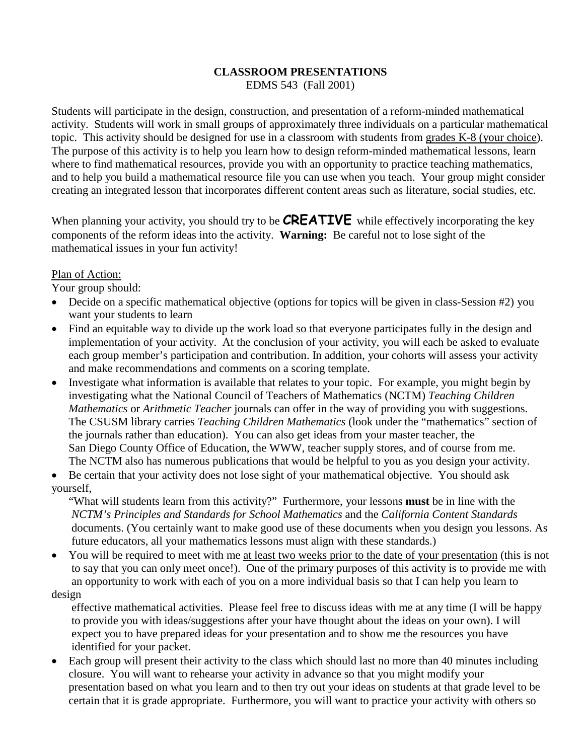**CLASSROOM PRESENTATIONS**
EDMS 543 (Fall 2001)

Students will participate in the design, construction, and presentation of a reform-minded mathematical activity. Students will work in small groups of approximately three individuals on a particular mathematical topic. This activity should be designed for use in a classroom with students from grades K-8 (your choice). The purpose of this activity is to help you learn how to design reform-minded mathematical lessons, learn where to find mathematical resources, provide you with an opportunity to practice teaching mathematics, and to help you build a mathematical resource file you can use when you teach. Your group might consider creating an integrated lesson that incorporates different content areas such as literature, social studies, etc.

When planning your activity, you should try to be **CREATIVE** while effectively incorporating the key components of the reform ideas into the activity. **Warning:** Be careful not to lose sight of the mathematical issues in your fun activity!

Plan of Action:

Your group should:

- Decide on a specific mathematical objective (options for topics will be given in class-Session #2) you want your students to learn
- Find an equitable way to divide up the work load so that everyone participates fully in the design and implementation of your activity. At the conclusion of your activity, you will each be asked to evaluate each group member's participation and contribution. In addition, your cohorts will assess your activity and make recommendations and comments on a scoring template.
- Investigate what information is available that relates to your topic. For example, you might begin by investigating what the National Council of Teachers of Mathematics (NCTM) *Teaching Children Mathematics* or *Arithmetic Teacher* journals can offer in the way of providing you with suggestions. The CSUSM library carries *Teaching Children Mathematics* (look under the "mathematics" section of the journals rather than education). You can also get ideas from your master teacher, the San Diego County Office of Education, the WWW, teacher supply stores, and of course from me. The NCTM also has numerous publications that would be helpful to you as you design your activity.
- Be certain that your activity does not lose sight of your mathematical objective. You should ask yourself,
  "What will students learn from this activity?" Furthermore, your lessons **must** be in line with the *NCTM's Principles and Standards for School Mathematics* and the *California Content Standards* documents. (You certainly want to make good use of these documents when you design you lessons. As future educators, all your mathematics lessons must align with these standards.)
- You will be required to meet with me at least two weeks prior to the date of your presentation (this is not to say that you can only meet once!). One of the primary purposes of this activity is to provide me with an opportunity to work with each of you on a more individual basis so that I can help you learn to design
  effective mathematical activities. Please feel free to discuss ideas with me at any time (I will be happy to provide you with ideas/suggestions after your have thought about the ideas on your own). I will expect you to have prepared ideas for your presentation and to show me the resources you have identified for your packet.
- Each group will present their activity to the class which should last no more than 40 minutes including closure. You will want to rehearse your activity in advance so that you might modify your presentation based on what you learn and to then try out your ideas on students at that grade level to be certain that it is grade appropriate. Furthermore, you will want to practice your activity with others so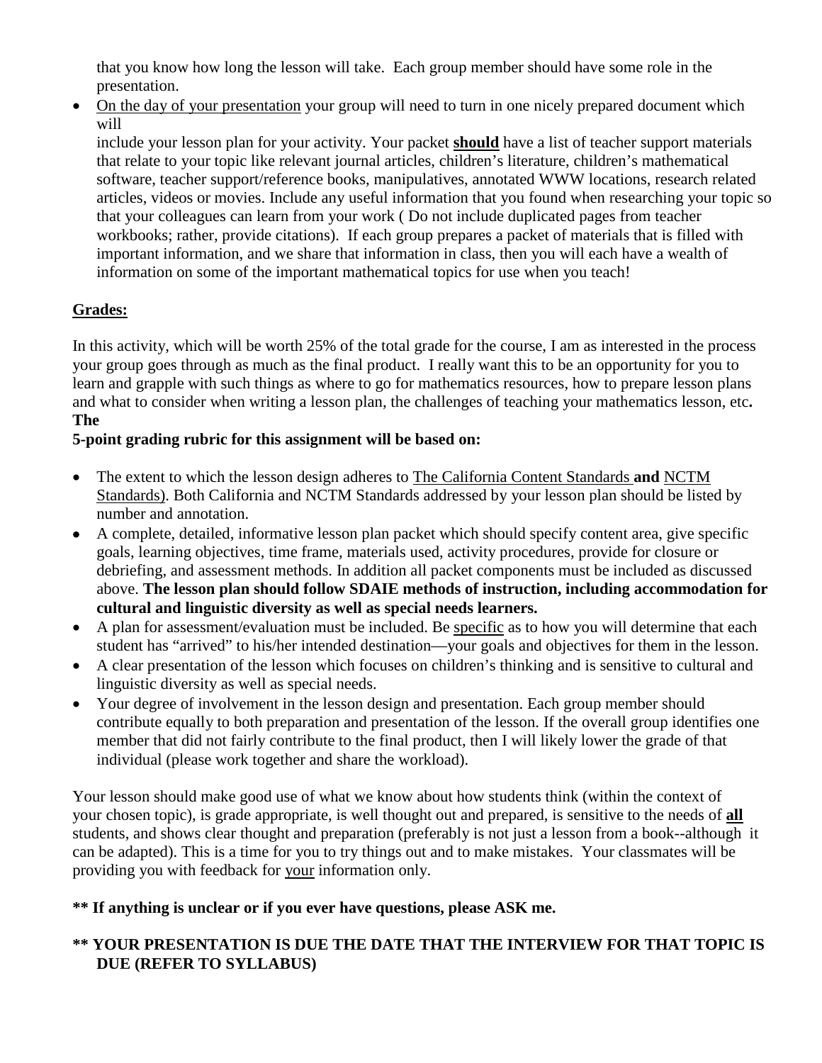that you know how long the lesson will take. Each group member should have some role in the presentation.

- On the day of your presentation your group will need to turn in one nicely prepared document which will include your lesson plan for your activity. Your packet **should** have a list of teacher support materials that relate to your topic like relevant journal articles, children's literature, children's mathematical software, teacher support/reference books, manipulatives, annotated WWW locations, research related articles, videos or movies. Include any useful information that you found when researching your topic so that your colleagues can learn from your work ( Do not include duplicated pages from teacher workbooks; rather, provide citations). If each group prepares a packet of materials that is filled with important information, and we share that information in class, then you will each have a wealth of information on some of the important mathematical topics for use when you teach!

**Grades:**

In this activity, which will be worth 25% of the total grade for the course, I am as interested in the process your group goes through as much as the final product. I really want this to be an opportunity for you to learn and grapple with such things as where to go for mathematics resources, how to prepare lesson plans and what to consider when writing a lesson plan, the challenges of teaching your mathematics lesson, etc**. The 5-point grading rubric for this assignment will be based on:**

- The extent to which the lesson design adheres to The California Content Standards **and** NCTM Standards). Both California and NCTM Standards addressed by your lesson plan should be listed by number and annotation.
- A complete, detailed, informative lesson plan packet which should specify content area, give specific goals, learning objectives, time frame, materials used, activity procedures, provide for closure or debriefing, and assessment methods. In addition all packet components must be included as discussed above. **The lesson plan should follow SDAIE methods of instruction, including accommodation for cultural and linguistic diversity as well as special needs learners.**
- A plan for assessment/evaluation must be included. Be specific as to how you will determine that each student has "arrived" to his/her intended destination—your goals and objectives for them in the lesson.
- A clear presentation of the lesson which focuses on children's thinking and is sensitive to cultural and linguistic diversity as well as special needs.
- Your degree of involvement in the lesson design and presentation. Each group member should contribute equally to both preparation and presentation of the lesson. If the overall group identifies one member that did not fairly contribute to the final product, then I will likely lower the grade of that individual (please work together and share the workload).

Your lesson should make good use of what we know about how students think (within the context of your chosen topic), is grade appropriate, is well thought out and prepared, is sensitive to the needs of **all** students, and shows clear thought and preparation (preferably is not just a lesson from a book--although it can be adapted). This is a time for you to try things out and to make mistakes. Your classmates will be providing you with feedback for your information only.

**** If anything is unclear or if you ever have questions, please ASK me.**

**** YOUR PRESENTATION IS DUE THE DATE THAT THE INTERVIEW FOR THAT TOPIC IS DUE (REFER TO SYLLABUS)**